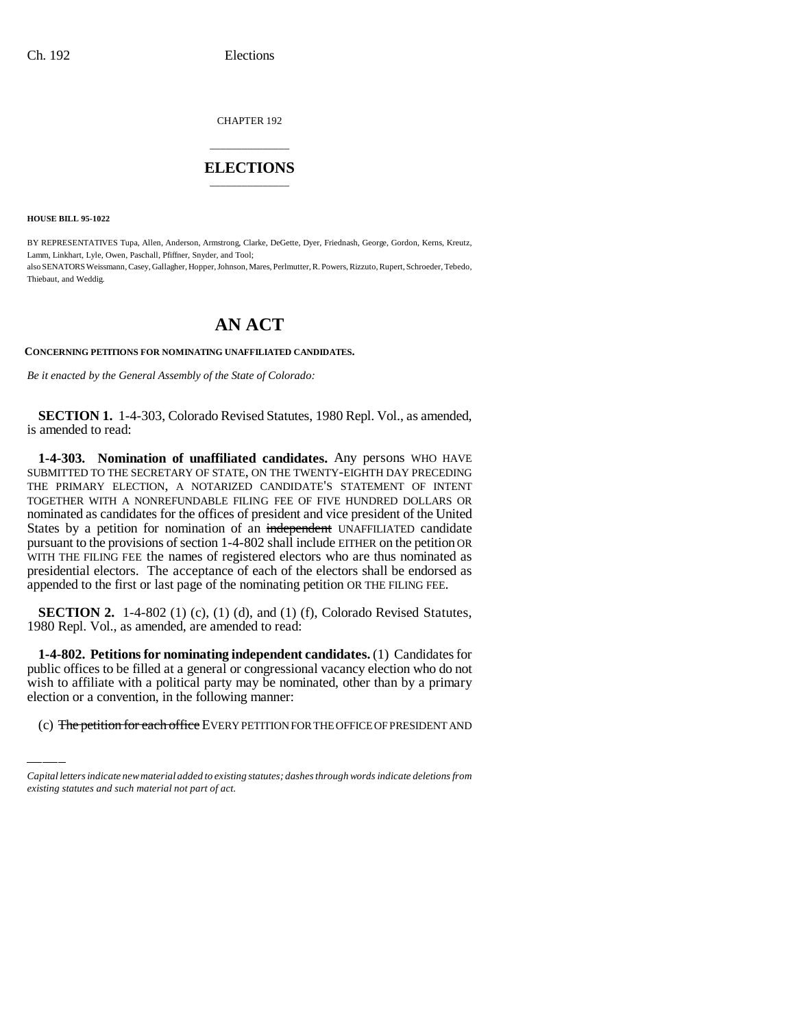CHAPTER 192

# ELECTIONS

**HOUSE BILL 95-1022**

BY REPRESENTATIVES Tupa, Allen, Anderson, Armstrong, Clarke, DeGette, Dyer, Friednash, George, Gordon, Kerns, Kreutz, Lamm, Linkhart, Lyle, Owen, Paschall, Pfiffner, Snyder, and Tool;
also SENATORS Weissmann, Casey, Gallagher, Hopper, Johnson, Mares, Perlmutter, R. Powers, Rizzuto, Rupert, Schroeder, Tebedo, Thiebaut, and Weddig.

# AN ACT

**CONCERNING PETITIONS FOR NOMINATING UNAFFILIATED CANDIDATES.**

*Be it enacted by the General Assembly of the State of Colorado:*

**SECTION 1.** 1-4-303, Colorado Revised Statutes, 1980 Repl. Vol., as amended, is amended to read:

**1-4-303. Nomination of unaffiliated candidates.** Any persons WHO HAVE SUBMITTED TO THE SECRETARY OF STATE, ON THE TWENTY-EIGHTH DAY PRECEDING THE PRIMARY ELECTION, A NOTARIZED CANDIDATE'S STATEMENT OF INTENT TOGETHER WITH A NONREFUNDABLE FILING FEE OF FIVE HUNDRED DOLLARS OR nominated as candidates for the offices of president and vice president of the United States by a petition for nomination of an ~~independent~~ UNAFFILIATED candidate pursuant to the provisions of section 1-4-802 shall include EITHER on the petition OR WITH THE FILING FEE the names of registered electors who are thus nominated as presidential electors. The acceptance of each of the electors shall be endorsed as appended to the first or last page of the nominating petition OR THE FILING FEE.

**SECTION 2.** 1-4-802 (1) (c), (1) (d), and (1) (f), Colorado Revised Statutes, 1980 Repl. Vol., as amended, are amended to read:

**1-4-802. Petitions for nominating independent candidates.** (1) Candidates for public offices to be filled at a general or congressional vacancy election who do not wish to affiliate with a political party may be nominated, other than by a primary election or a convention, in the following manner:

(c) ~~The petition for each office~~ EVERY PETITION FOR THE OFFICE OF PRESIDENT AND

*Capital letters indicate new material added to existing statutes; dashes through words indicate deletions from existing statutes and such material not part of act.*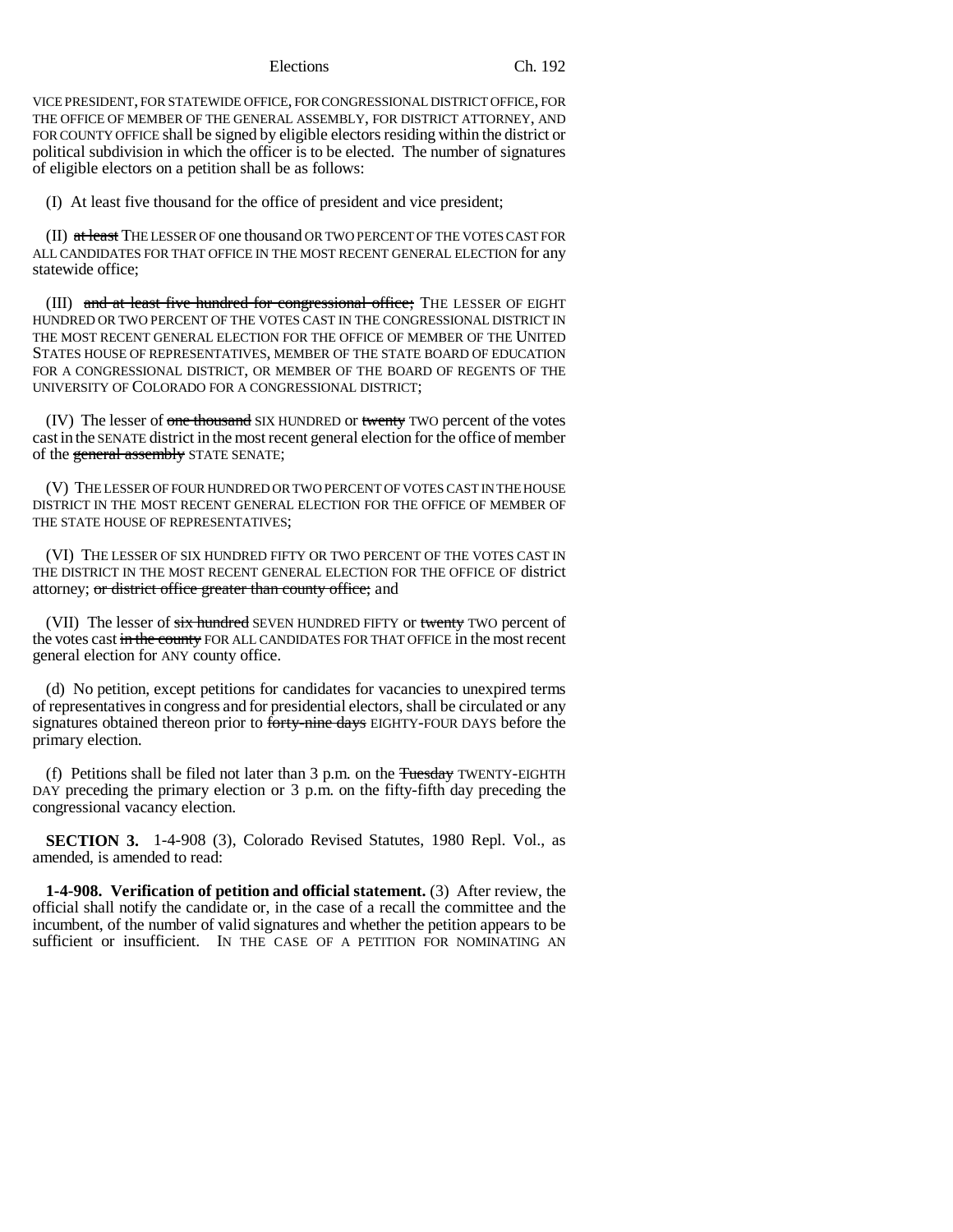VICE PRESIDENT, FOR STATEWIDE OFFICE, FOR CONGRESSIONAL DISTRICT OFFICE, FOR THE OFFICE OF MEMBER OF THE GENERAL ASSEMBLY, FOR DISTRICT ATTORNEY, AND FOR COUNTY OFFICE shall be signed by eligible electors residing within the district or political subdivision in which the officer is to be elected. The number of signatures of eligible electors on a petition shall be as follows:

(I) At least five thousand for the office of president and vice president;

(II) ~~at least~~ THE LESSER OF one thousand OR TWO PERCENT OF THE VOTES CAST FOR ALL CANDIDATES FOR THAT OFFICE IN THE MOST RECENT GENERAL ELECTION for any statewide office;

(III) ~~and at least five hundred for congressional office;~~ THE LESSER OF EIGHT HUNDRED OR TWO PERCENT OF THE VOTES CAST IN THE CONGRESSIONAL DISTRICT IN THE MOST RECENT GENERAL ELECTION FOR THE OFFICE OF MEMBER OF THE UNITED STATES HOUSE OF REPRESENTATIVES, MEMBER OF THE STATE BOARD OF EDUCATION FOR A CONGRESSIONAL DISTRICT, OR MEMBER OF THE BOARD OF REGENTS OF THE UNIVERSITY OF COLORADO FOR A CONGRESSIONAL DISTRICT;

(IV) The lesser of ~~one thousand~~ SIX HUNDRED or ~~twenty~~ TWO percent of the votes cast in the SENATE district in the most recent general election for the office of member of the ~~general assembly~~ STATE SENATE;

(V) THE LESSER OF FOUR HUNDRED OR TWO PERCENT OF VOTES CAST IN THE HOUSE DISTRICT IN THE MOST RECENT GENERAL ELECTION FOR THE OFFICE OF MEMBER OF THE STATE HOUSE OF REPRESENTATIVES;

(VI) THE LESSER OF SIX HUNDRED FIFTY OR TWO PERCENT OF THE VOTES CAST IN THE DISTRICT IN THE MOST RECENT GENERAL ELECTION FOR THE OFFICE OF district attorney; ~~or district office greater than county office;~~ and

(VII) The lesser of ~~six hundred~~ SEVEN HUNDRED FIFTY or ~~twenty~~ TWO percent of the votes cast ~~in the county~~ FOR ALL CANDIDATES FOR THAT OFFICE in the most recent general election for ANY county office.

(d) No petition, except petitions for candidates for vacancies to unexpired terms of representatives in congress and for presidential electors, shall be circulated or any signatures obtained thereon prior to ~~forty-nine days~~ EIGHTY-FOUR DAYS before the primary election.

(f) Petitions shall be filed not later than 3 p.m. on the ~~Tuesday~~ TWENTY-EIGHTH DAY preceding the primary election or 3 p.m. on the fifty-fifth day preceding the congressional vacancy election.

**SECTION 3.** 1-4-908 (3), Colorado Revised Statutes, 1980 Repl. Vol., as amended, is amended to read:

**1-4-908. Verification of petition and official statement.** (3) After review, the official shall notify the candidate or, in the case of a recall the committee and the incumbent, of the number of valid signatures and whether the petition appears to be sufficient or insufficient. IN THE CASE OF A PETITION FOR NOMINATING AN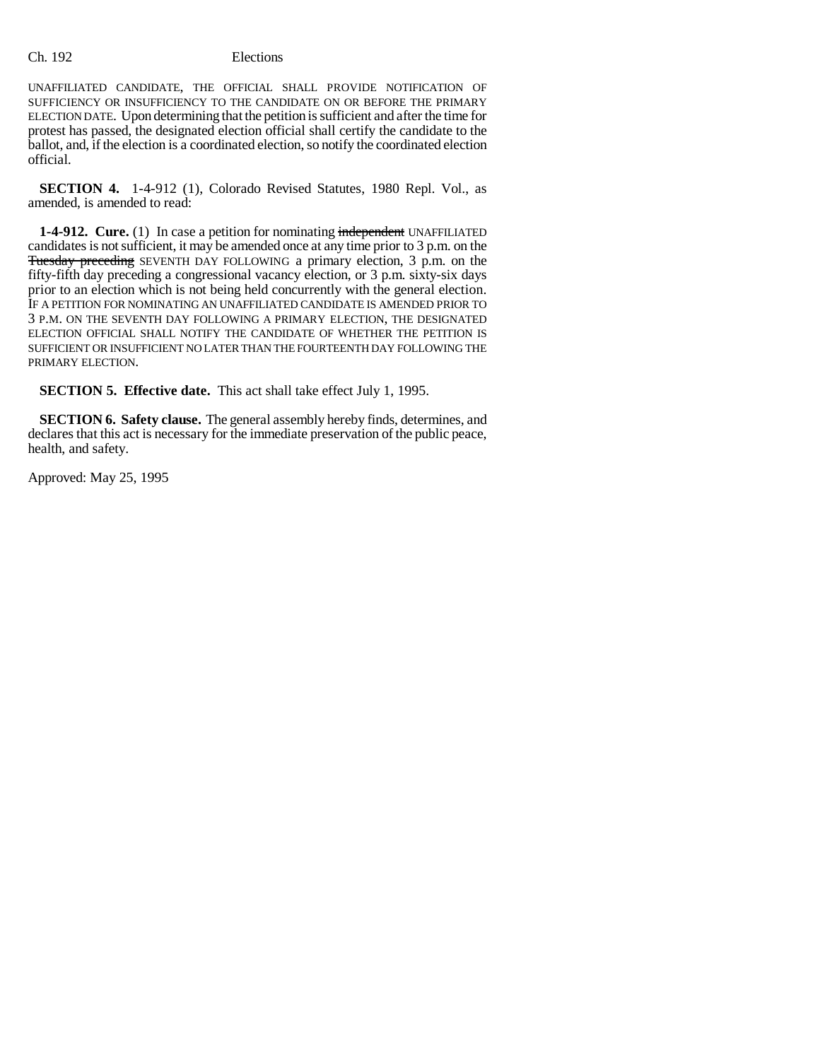UNAFFILIATED CANDIDATE, THE OFFICIAL SHALL PROVIDE NOTIFICATION OF SUFFICIENCY OR INSUFFICIENCY TO THE CANDIDATE ON OR BEFORE THE PRIMARY ELECTION DATE. Upon determining that the petition is sufficient and after the time for protest has passed, the designated election official shall certify the candidate to the ballot, and, if the election is a coordinated election, so notify the coordinated election official.

**SECTION 4.** 1-4-912 (1), Colorado Revised Statutes, 1980 Repl. Vol., as amended, is amended to read:

**1-4-912. Cure.** (1) In case a petition for nominating ~~independent~~ UNAFFILIATED candidates is not sufficient, it may be amended once at any time prior to 3 p.m. on the ~~Tuesday preceding~~ SEVENTH DAY FOLLOWING a primary election, 3 p.m. on the fifty-fifth day preceding a congressional vacancy election, or 3 p.m. sixty-six days prior to an election which is not being held concurrently with the general election. IF A PETITION FOR NOMINATING AN UNAFFILIATED CANDIDATE IS AMENDED PRIOR TO 3 P.M. ON THE SEVENTH DAY FOLLOWING A PRIMARY ELECTION, THE DESIGNATED ELECTION OFFICIAL SHALL NOTIFY THE CANDIDATE OF WHETHER THE PETITION IS SUFFICIENT OR INSUFFICIENT NO LATER THAN THE FOURTEENTH DAY FOLLOWING THE PRIMARY ELECTION.

**SECTION 5. Effective date.** This act shall take effect July 1, 1995.

**SECTION 6. Safety clause.** The general assembly hereby finds, determines, and declares that this act is necessary for the immediate preservation of the public peace, health, and safety.

Approved: May 25, 1995